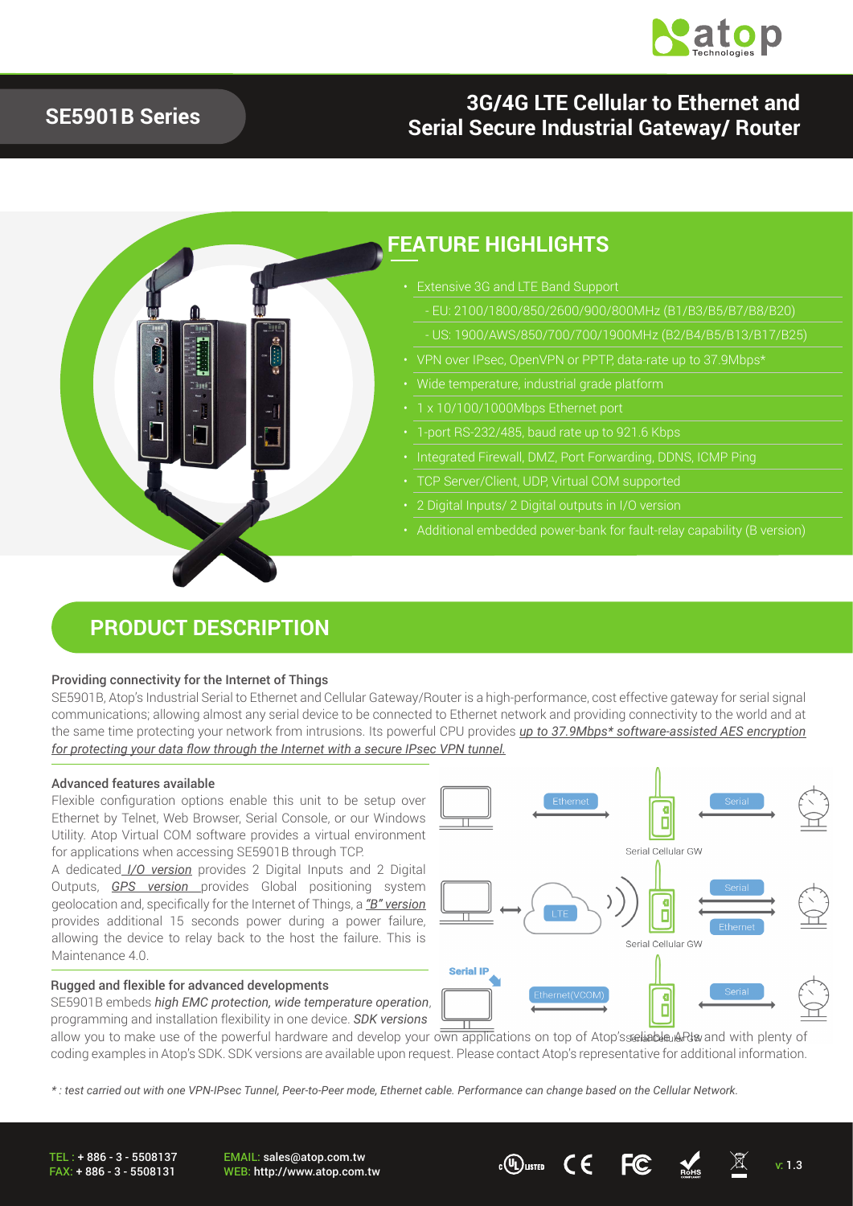# SE5901B Series

## 3G/4G LTE Cellular to Ethernet and Serial Secure Industrial Gateway/ Router

## FEATURE HIGHLIGHTS

- Extensive 3G and LTE Band Support
  - EU: 2100/1800/850/2600/900/800MHz (B1/B3/B5/B7/B8/B20)
  - US: 1900/AWS/850/700/700/1900MHz (B2/B4/B5/B13/B17/B25)
- VPN over IPsec, OpenVPN or PPTP, data-rate up to 37.9Mbps*
- Wide temperature, industrial grade platform
- 1 x 10/100/1000Mbps Ethernet port
- 1-port RS-232/485, baud rate up to 921.6 Kbps
- Integrated Firewall, DMZ, Port Forwarding, DDNS, ICMP Ping
- TCP Server/Client, UDP, Virtual COM supported
- 2 Digital Inputs/ 2 Digital outputs in I/O version
- Additional embedded power-bank for fault-relay capability (B version)

## PRODUCT DESCRIPTION

### Providing connectivity for the Internet of Things

SE5901B, Atop's Industrial Serial to Ethernet and Cellular Gateway/Router is a high-performance, cost effective gateway for serial signal communications; allowing almost any serial device to be connected to Ethernet network and providing connectivity to the world and at the same time protecting your network from intrusions. Its powerful CPU provides *up to 37.9Mbps* software-assisted AES encryption for protecting your data flow through the Internet with a secure IPsec VPN tunnel.*

### Advanced features available

Flexible configuration options enable this unit to be setup over Ethernet by Telnet, Web Browser, Serial Console, or our Windows Utility. Atop Virtual COM software provides a virtual environment for applications when accessing SE5901B through TCP.

A dedicated *I/O version* provides 2 Digital Inputs and 2 Digital Outputs, *GPS version* provides Global positioning system geolocation and, specifically for the Internet of Things, a *"B" version* provides additional 15 seconds power during a power failure, allowing the device to relay back to the host the failure. This is Maintenance 4.0.

Ethernet — Serial Cellular GW — Serial

LTE — Serial Cellular GW — Serial / Ethernet

Serial IP — Ethernet(VCOM) — Serial Cellular GW — Serial

### Rugged and flexible for advanced developments

SE5901B embeds *high EMC protection, wide temperature operation*, programming and installation flexibility in one device. *SDK versions* allow you to make use of the powerful hardware and develop your own applications on top of Atop's reliable API's and with plenty of coding examples in Atop's SDK. SDK versions are available upon request. Please contact Atop's representative for additional information.

*\* : test carried out with one VPN-IPsec Tunnel, Peer-to-Peer mode, Ethernet cable. Performance can change based on the Cellular Network.*

TEL : + 886 - 3 - 5508137
FAX: + 886 - 3 - 5508131
EMAIL: sales@atop.com.tw
WEB: http://www.atop.com.tw
v: 1.3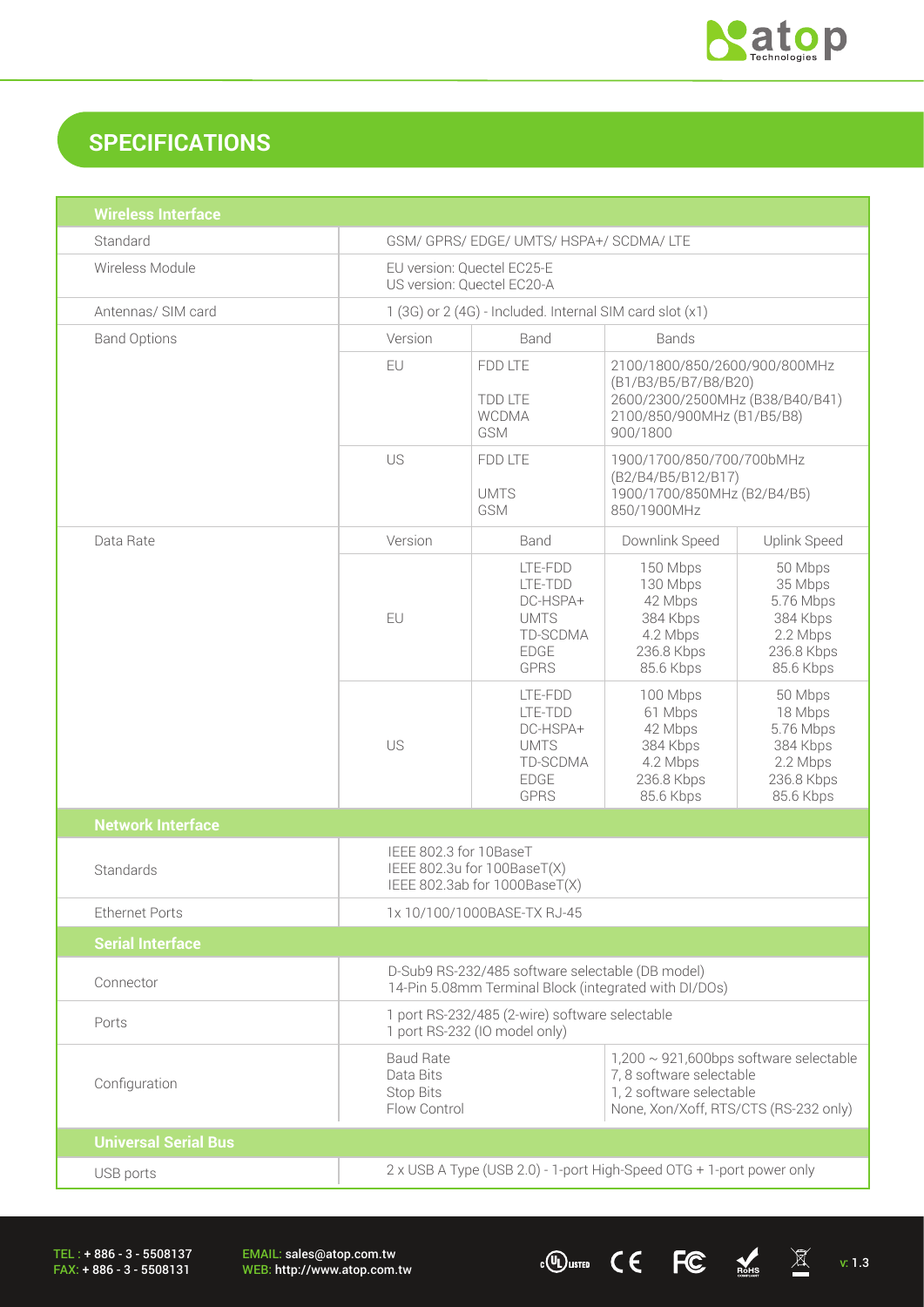## SPECIFICATIONS

| Wireless Interface | | | | |
|---|---|---|---|---|
| Standard | GSM/ GPRS/ EDGE/ UMTS/ HSPA+/ SCDMA/ LTE | | | |
| Wireless Module | EU version: Quectel EC25-E<br>US version: Quectel EC20-A | | | |
| Antennas/ SIM card | 1 (3G) or 2 (4G) - Included. Internal SIM card slot (x1) | | | |
| Band Options | Version | Band | Bands | |
| | EU | FDD LTE<br><br>TDD LTE<br>WCDMA<br>GSM | 2100/1800/850/2600/900/800MHz (B1/B3/B5/B7/B8/B20)<br>2600/2300/2500MHz (B38/B40/B41)<br>2100/850/900MHz (B1/B5/B8)<br>900/1800 | |
| | US | FDD LTE<br><br>UMTS<br>GSM | 1900/1700/850/700/700bMHz (B2/B4/B5/B12/B17)<br>1900/1700/850MHz (B2/B4/B5)<br>850/1900MHz | |
| Data Rate | Version | Band | Downlink Speed | Uplink Speed |
| | EU | LTE-FDD<br>LTE-TDD<br>DC-HSPA+<br>UMTS<br>TD-SCDMA<br>EDGE<br>GPRS | 150 Mbps<br>130 Mbps<br>42 Mbps<br>384 Kbps<br>4.2 Mbps<br>236.8 Kbps<br>85.6 Kbps | 50 Mbps<br>35 Mbps<br>5.76 Mbps<br>384 Kbps<br>2.2 Mbps<br>236.8 Kbps<br>85.6 Kbps |
| | US | LTE-FDD<br>LTE-TDD<br>DC-HSPA+<br>UMTS<br>TD-SCDMA<br>EDGE<br>GPRS | 100 Mbps<br>61 Mbps<br>42 Mbps<br>384 Kbps<br>4.2 Mbps<br>236.8 Kbps<br>85.6 Kbps | 50 Mbps<br>18 Mbps<br>5.76 Mbps<br>384 Kbps<br>2.2 Mbps<br>236.8 Kbps<br>85.6 Kbps |
| **Network Interface** | | | | |
| Standards | IEEE 802.3 for 10BaseT<br>IEEE 802.3u for 100BaseT(X)<br>IEEE 802.3ab for 1000BaseT(X) | | | |
| Ethernet Ports | 1x 10/100/1000BASE-TX RJ-45 | | | |
| **Serial Interface** | | | | |
| Connector | D-Sub9 RS-232/485 software selectable (DB model)<br>14-Pin 5.08mm Terminal Block (integrated with DI/DOs) | | | |
| Ports | 1 port RS-232/485 (2-wire) software selectable<br>1 port RS-232 (IO model only) | | | |
| Configuration | Baud Rate<br>Data Bits<br>Stop Bits<br>Flow Control | | 1,200 ~ 921,600bps software selectable<br>7, 8 software selectable<br>1, 2 software selectable<br>None, Xon/Xoff, RTS/CTS (RS-232 only) | |
| **Universal Serial Bus** | | | | |
| USB ports | 2 x USB A Type (USB 2.0) - 1-port High-Speed OTG + 1-port power only | | | |

TEL : + 886 - 3 - 5508137
FAX: + 886 - 3 - 5508131
EMAIL: sales@atop.com.tw
WEB: http://www.atop.com.tw
v: 1.3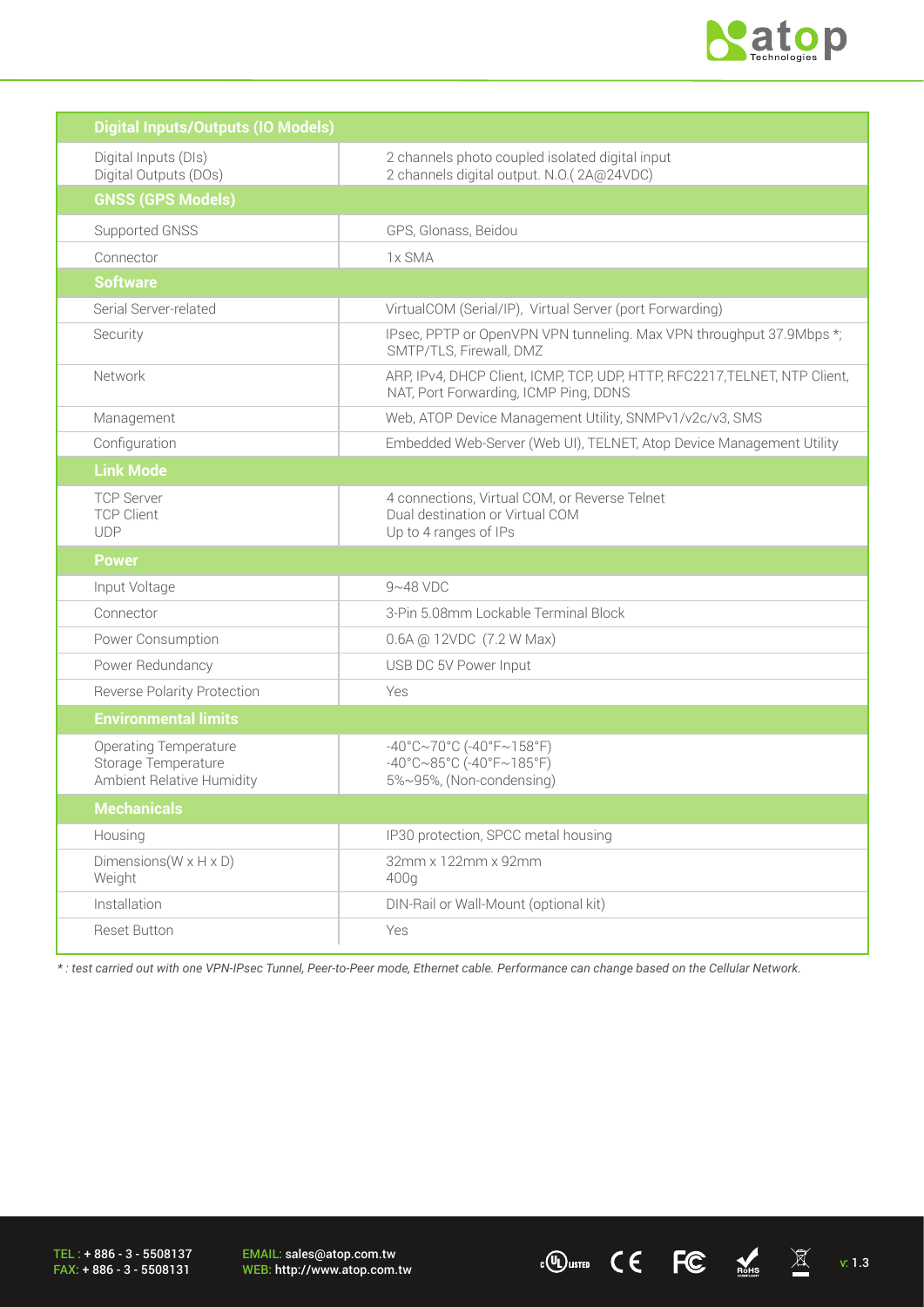| Digital Inputs/Outputs (IO Models) | |
|---|---|
| Digital Inputs (DIs)<br>Digital Outputs (DOs) | 2 channels photo coupled isolated digital input<br>2 channels digital output. N.O.( 2A@24VDC) |
| **GNSS (GPS Models)** | |
| Supported GNSS | GPS, Glonass, Beidou |
| Connector | 1x SMA |
| **Software** | |
| Serial Server-related | VirtualCOM (Serial/IP), Virtual Server (port Forwarding) |
| Security | IPsec, PPTP or OpenVPN VPN tunneling. Max VPN throughput 37.9Mbps *; SMTP/TLS, Firewall, DMZ |
| Network | ARP, IPv4, DHCP Client, ICMP, TCP, UDP, HTTP, RFC2217,TELNET, NTP Client, NAT, Port Forwarding, ICMP Ping, DDNS |
| Management | Web, ATOP Device Management Utility, SNMPv1/v2c/v3, SMS |
| Configuration | Embedded Web-Server (Web UI), TELNET, Atop Device Management Utility |
| **Link Mode** | |
| TCP Server<br>TCP Client<br>UDP | 4 connections, Virtual COM, or Reverse Telnet<br>Dual destination or Virtual COM<br>Up to 4 ranges of IPs |
| **Power** | |
| Input Voltage | 9~48 VDC |
| Connector | 3-Pin 5.08mm Lockable Terminal Block |
| Power Consumption | 0.6A @ 12VDC (7.2 W Max) |
| Power Redundancy | USB DC 5V Power Input |
| Reverse Polarity Protection | Yes |
| **Environmental limits** | |
| Operating Temperature<br>Storage Temperature<br>Ambient Relative Humidity | -40°C~70°C (-40°F~158°F)<br>-40°C~85°C (-40°F~185°F)<br>5%~95%, (Non-condensing) |
| **Mechanicals** | |
| Housing | IP30 protection, SPCC metal housing |
| Dimensions(W x H x D)<br>Weight | 32mm x 122mm x 92mm<br>400g |
| Installation | DIN-Rail or Wall-Mount (optional kit) |
| Reset Button | Yes |

*\* : test carried out with one VPN-IPsec Tunnel, Peer-to-Peer mode, Ethernet cable. Performance can change based on the Cellular Network.*

TEL : + 886 - 3 - 5508137
FAX: + 886 - 3 - 5508131

EMAIL: sales@atop.com.tw
WEB: http://www.atop.com.tw

v: 1.3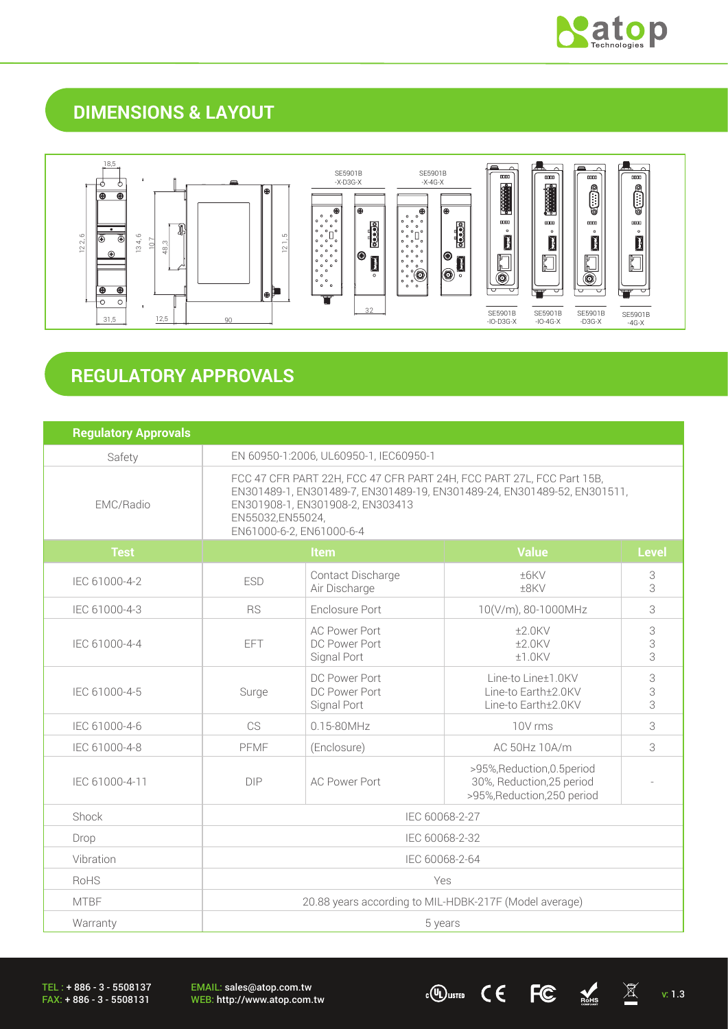## DIMENSIONS & LAYOUT

## REGULATORY APPROVALS

| Regulatory Approvals | | | | |
|---|---|---|---|---|
| Safety | EN 60950-1:2006, UL60950-1, IEC60950-1 | | | |
| EMC/Radio | FCC 47 CFR PART 22H, FCC 47 CFR PART 24H, FCC PART 27L, FCC Part 15B, EN301489-1, EN301489-7, EN301489-19, EN301489-24, EN301489-52, EN301511, EN301908-1, EN301908-2, EN303413 EN55032,EN55024, EN61000-6-2, EN61000-6-4 | | | |
| **Test** | **Item** | | **Value** | **Level** |
| IEC 61000-4-2 | ESD | Contact Discharge<br>Air Discharge | ±6KV<br>±8KV | 3<br>3 |
| IEC 61000-4-3 | RS | Enclosure Port | 10(V/m), 80-1000MHz | 3 |
| IEC 61000-4-4 | EFT | AC Power Port<br>DC Power Port<br>Signal Port | ±2.0KV<br>±2.0KV<br>±1.0KV | 3<br>3<br>3 |
| IEC 61000-4-5 | Surge | DC Power Port<br>DC Power Port<br>Signal Port | Line-to Line±1.0KV<br>Line-to Earth±2.0KV<br>Line-to Earth±2.0KV | 3<br>3<br>3 |
| IEC 61000-4-6 | CS | 0.15-80MHz | 10V rms | 3 |
| IEC 61000-4-8 | PFMF | (Enclosure) | AC 50Hz 10A/m | 3 |
| IEC 61000-4-11 | DIP | AC Power Port | >95%,Reduction,0.5period<br>30%, Reduction,25 period<br>>95%,Reduction,250 period | - |
| Shock | IEC 60068-2-27 | | | |
| Drop | IEC 60068-2-32 | | | |
| Vibration | IEC 60068-2-64 | | | |
| RoHS | Yes | | | |
| MTBF | 20.88 years according to MIL-HDBK-217F (Model average) | | | |
| Warranty | 5 years | | | |

TEL : + 886 - 3 - 5508137
FAX: + 886 - 3 - 5508131

EMAIL: sales@atop.com.tw
WEB: http://www.atop.com.tw

v: 1.3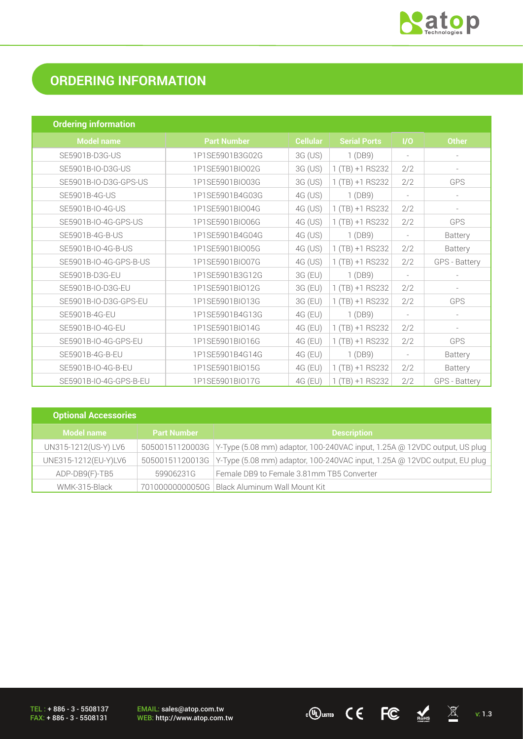# ORDERING INFORMATION

## Ordering information

| Model name | Part Number | Cellular | Serial Ports | I/O | Other |
|---|---|---|---|---|---|
| SE5901B-D3G-US | 1P1SE5901B3G02G | 3G (US) | 1 (DB9) | - | - |
| SE5901B-IO-D3G-US | 1P1SE5901BIO02G | 3G (US) | 1 (TB) +1 RS232 | 2/2 | - |
| SE5901B-IO-D3G-GPS-US | 1P1SE5901BIO03G | 3G (US) | 1 (TB) +1 RS232 | 2/2 | GPS |
| SE5901B-4G-US | 1P1SE5901B4G03G | 4G (US) | 1 (DB9) | - | - |
| SE5901B-IO-4G-US | 1P1SE5901BIO04G | 4G (US) | 1 (TB) +1 RS232 | 2/2 | - |
| SE5901B-IO-4G-GPS-US | 1P1SE5901BIO06G | 4G (US) | 1 (TB) +1 RS232 | 2/2 | GPS |
| SE5901B-4G-B-US | 1P1SE5901B4G04G | 4G (US) | 1 (DB9) | - | Battery |
| SE5901B-IO-4G-B-US | 1P1SE5901BIO05G | 4G (US) | 1 (TB) +1 RS232 | 2/2 | Battery |
| SE5901B-IO-4G-GPS-B-US | 1P1SE5901BIO07G | 4G (US) | 1 (TB) +1 RS232 | 2/2 | GPS - Battery |
| SE5901B-D3G-EU | 1P1SE5901B3G12G | 3G (EU) | 1 (DB9) | - | - |
| SE5901B-IO-D3G-EU | 1P1SE5901BIO12G | 3G (EU) | 1 (TB) +1 RS232 | 2/2 | - |
| SE5901B-IO-D3G-GPS-EU | 1P1SE5901BIO13G | 3G (EU) | 1 (TB) +1 RS232 | 2/2 | GPS |
| SE5901B-4G-EU | 1P1SE5901B4G13G | 4G (EU) | 1 (DB9) | - | - |
| SE5901B-IO-4G-EU | 1P1SE5901BIO14G | 4G (EU) | 1 (TB) +1 RS232 | 2/2 | - |
| SE5901B-IO-4G-GPS-EU | 1P1SE5901BIO16G | 4G (EU) | 1 (TB) +1 RS232 | 2/2 | GPS |
| SE5901B-4G-B-EU | 1P1SE5901B4G14G | 4G (EU) | 1 (DB9) | - | Battery |
| SE5901B-IO-4G-B-EU | 1P1SE5901BIO15G | 4G (EU) | 1 (TB) +1 RS232 | 2/2 | Battery |
| SE5901B-IO-4G-GPS-B-EU | 1P1SE5901BIO17G | 4G (EU) | 1 (TB) +1 RS232 | 2/2 | GPS - Battery |

## Optional Accessories

| Model name | Part Number | Description |
|---|---|---|
| UN315-1212(US-Y) LV6 | 50500151120003G | Y-Type (5.08 mm) adaptor, 100-240VAC input, 1.25A @ 12VDC output, US plug |
| UNE315-1212(EU-Y)LV6 | 50500151120013G | Y-Type (5.08 mm) adaptor, 100-240VAC input, 1.25A @ 12VDC output, EU plug |
| ADP-DB9(F)-TB5 | 59906231G | Female DB9 to Female 3.81mm TB5 Converter |
| WMK-315-Black | 70100000000050G | Black Aluminum Wall Mount Kit |

TEL : + 886 - 3 - 5508137
FAX: + 886 - 3 - 5508131

EMAIL: sales@atop.com.tw
WEB: http://www.atop.com.tw

v: 1.3